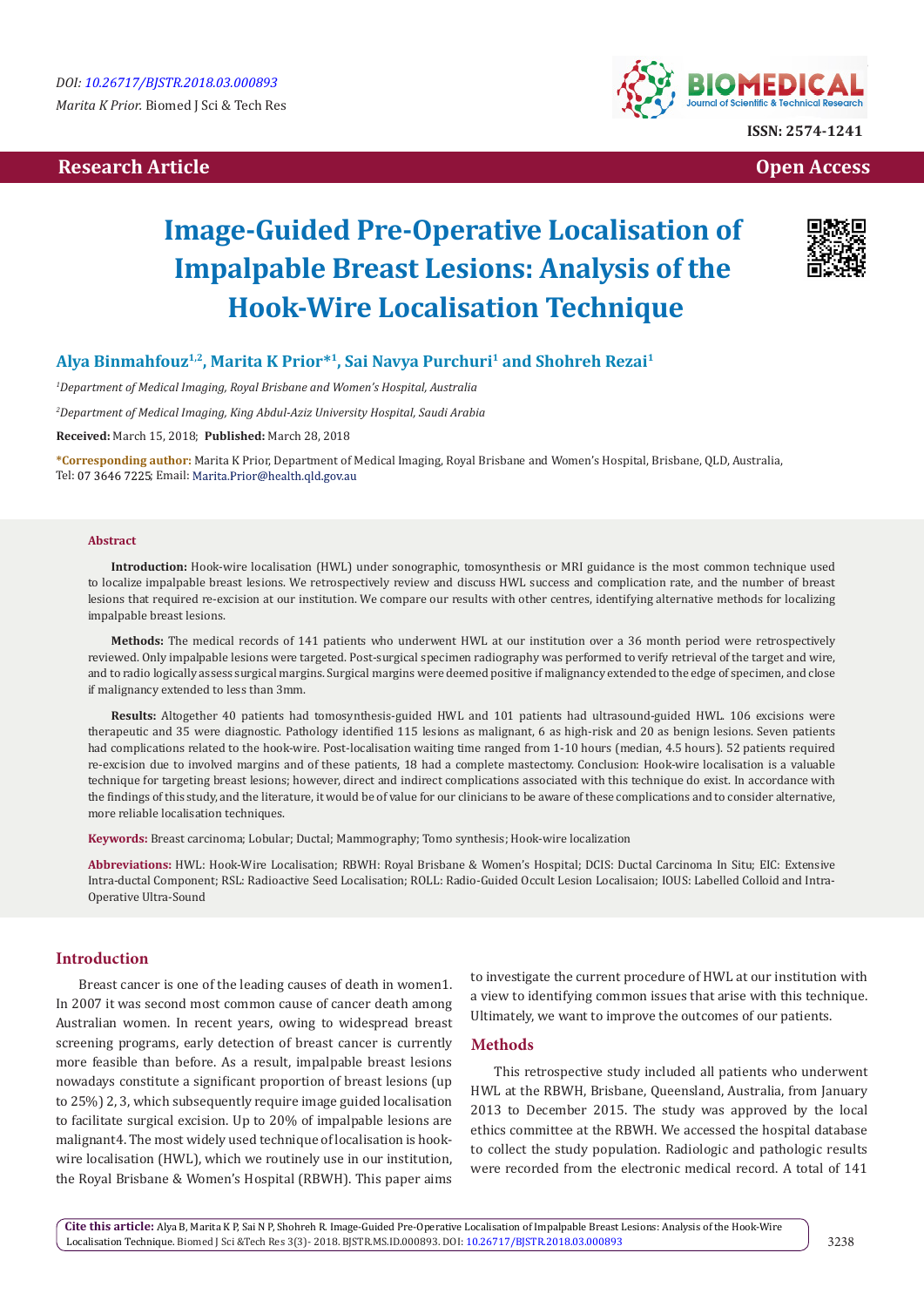DOI: 10.26717/BJSTR.2018.03.000893

*Marita K Prior.* Biomed J Sci & Tech Res

ISSN: 2574-1241

**Research Article** | **Open Access**

# Image-Guided Pre-Operative Localisation of Impalpable Breast Lesions: Analysis of the Hook-Wire Localisation Technique

**Alya Binmahfouz[1,2], Marita K Prior*[1], Sai Navya Purchuri[1] and Shohreh Rezai[1]**

[1]*Department of Medical Imaging, Royal Brisbane and Women's Hospital, Australia*

[2]*Department of Medical Imaging, King Abdul-Aziz University Hospital, Saudi Arabia*

**Received:** March 15, 2018; **Published:** March 28, 2018

***Corresponding author:** Marita K Prior, Department of Medical Imaging, Royal Brisbane and Women's Hospital, Brisbane, QLD, Australia, Tel: 07 3646 7225; Email: Marita.Prior@health.qld.gov.au

## Abstract

**Introduction:** Hook-wire localisation (HWL) under sonographic, tomosynthesis or MRI guidance is the most common technique used to localize impalpable breast lesions. We retrospectively review and discuss HWL success and complication rate, and the number of breast lesions that required re-excision at our institution. We compare our results with other centres, identifying alternative methods for localizing impalpable breast lesions.

**Methods:** The medical records of 141 patients who underwent HWL at our institution over a 36 month period were retrospectively reviewed. Only impalpable lesions were targeted. Post-surgical specimen radiography was performed to verify retrieval of the target and wire, and to radio logically assess surgical margins. Surgical margins were deemed positive if malignancy extended to the edge of specimen, and close if malignancy extended to less than 3mm.

**Results:** Altogether 40 patients had tomosynthesis-guided HWL and 101 patients had ultrasound-guided HWL. 106 excisions were therapeutic and 35 were diagnostic. Pathology identified 115 lesions as malignant, 6 as high-risk and 20 as benign lesions. Seven patients had complications related to the hook-wire. Post-localisation waiting time ranged from 1-10 hours (median, 4.5 hours). 52 patients required re-excision due to involved margins and of these patients, 18 had a complete mastectomy. Conclusion: Hook-wire localisation is a valuable technique for targeting breast lesions; however, direct and indirect complications associated with this technique do exist. In accordance with the findings of this study, and the literature, it would be of value for our clinicians to be aware of these complications and to consider alternative, more reliable localisation techniques.

**Keywords:** Breast carcinoma; Lobular; Ductal; Mammography; Tomo synthesis; Hook-wire localization

**Abbreviations:** HWL: Hook-Wire Localisation; RBWH: Royal Brisbane & Women's Hospital; DCIS: Ductal Carcinoma In Situ; EIC: Extensive Intra-ductal Component; RSL: Radioactive Seed Localisation; ROLL: Radio-Guided Occult Lesion Localisaion; IOUS: Labelled Colloid and Intra-Operative Ultra-Sound

## Introduction

Breast cancer is one of the leading causes of death in women1. In 2007 it was second most common cause of cancer death among Australian women. In recent years, owing to widespread breast screening programs, early detection of breast cancer is currently more feasible than before. As a result, impalpable breast lesions nowadays constitute a significant proportion of breast lesions (up to 25%) 2, 3, which subsequently require image guided localisation to facilitate surgical excision. Up to 20% of impalpable lesions are malignant4. The most widely used technique of localisation is hook-wire localisation (HWL), which we routinely use in our institution, the Royal Brisbane & Women's Hospital (RBWH). This paper aims to investigate the current procedure of HWL at our institution with a view to identifying common issues that arise with this technique. Ultimately, we want to improve the outcomes of our patients.

## Methods

This retrospective study included all patients who underwent HWL at the RBWH, Brisbane, Queensland, Australia, from January 2013 to December 2015. The study was approved by the local ethics committee at the RBWH. We accessed the hospital database to collect the study population. Radiologic and pathologic results were recorded from the electronic medical record. A total of 141

**Cite this article:** Alya B, Marita K P, Sai N P, Shohreh R. Image-Guided Pre-Operative Localisation of Impalpable Breast Lesions: Analysis of the Hook-Wire Localisation Technique. Biomed J Sci &Tech Res 3(3)- 2018. BJSTR.MS.ID.000893. DOI: 10.26717/BJSTR.2018.03.000893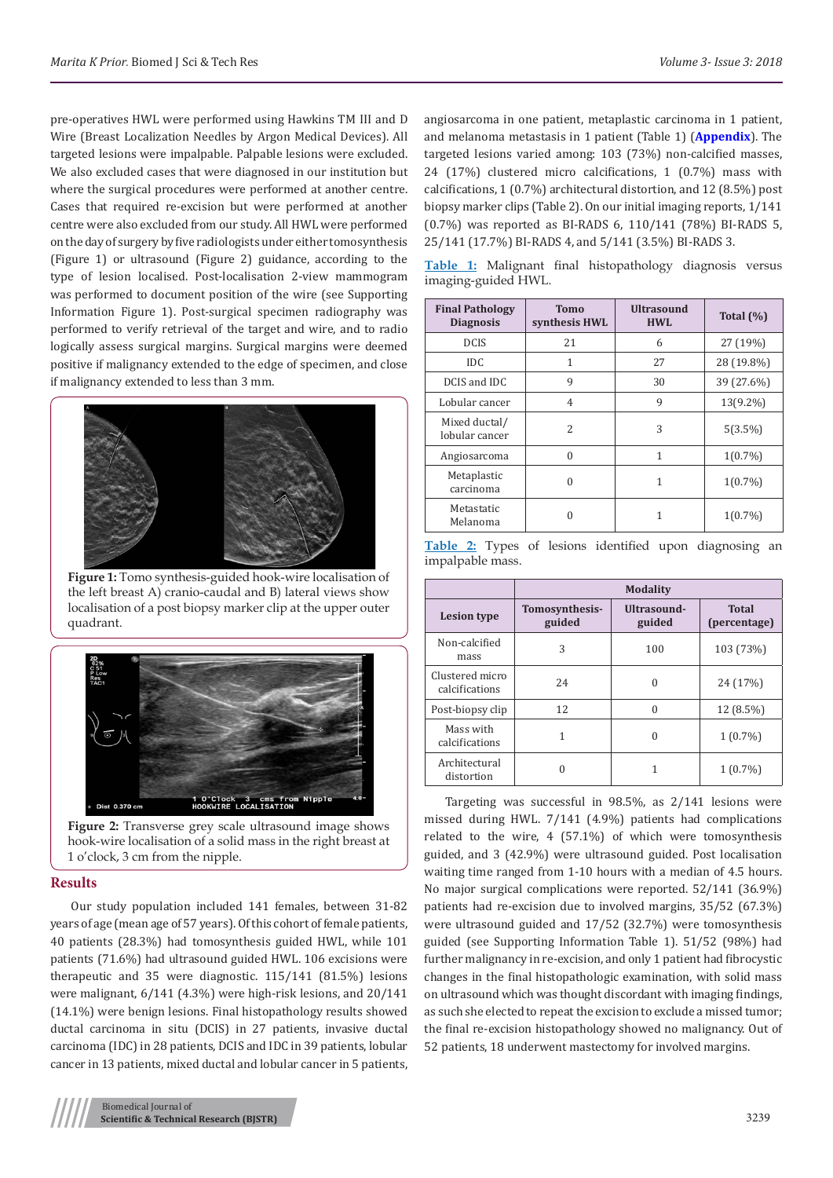pre-operatives HWL were performed using Hawkins TM III and D Wire (Breast Localization Needles by Argon Medical Devices). All targeted lesions were impalpable. Palpable lesions were excluded. We also excluded cases that were diagnosed in our institution but where the surgical procedures were performed at another centre. Cases that required re-excision but were performed at another centre were also excluded from our study. All HWL were performed on the day of surgery by five radiologists under either tomosynthesis (Figure 1) or ultrasound (Figure 2) guidance, according to the type of lesion localised. Post-localisation 2-view mammogram was performed to document position of the wire (see Supporting Information Figure 1). Post-surgical specimen radiography was performed to verify retrieval of the target and wire, and to radio logically assess surgical margins. Surgical margins were deemed positive if malignancy extended to the edge of specimen, and close if malignancy extended to less than 3 mm.

**Figure 1:** Tomo synthesis-guided hook-wire localisation of the left breast A) cranio-caudal and B) lateral views show localisation of a post biopsy marker clip at the upper outer quadrant.

**Figure 2:** Transverse grey scale ultrasound image shows hook-wire localisation of a solid mass in the right breast at 1 o'clock, 3 cm from the nipple.

## Results

Our study population included 141 females, between 31-82 years of age (mean age of 57 years). Of this cohort of female patients, 40 patients (28.3%) had tomosynthesis guided HWL, while 101 patients (71.6%) had ultrasound guided HWL. 106 excisions were therapeutic and 35 were diagnostic. 115/141 (81.5%) lesions were malignant, 6/141 (4.3%) were high-risk lesions, and 20/141 (14.1%) were benign lesions. Final histopathology results showed ductal carcinoma in situ (DCIS) in 27 patients, invasive ductal carcinoma (IDC) in 28 patients, DCIS and IDC in 39 patients, lobular cancer in 13 patients, mixed ductal and lobular cancer in 5 patients, angiosarcoma in one patient, metaplastic carcinoma in 1 patient, and melanoma metastasis in 1 patient (Table 1) (**Appendix**). The targeted lesions varied among: 103 (73%) non-calcified masses, 24 (17%) clustered micro calcifications, 1 (0.7%) mass with calcifications, 1 (0.7%) architectural distortion, and 12 (8.5%) post biopsy marker clips (Table 2). On our initial imaging reports, 1/141 (0.7%) was reported as BI-RADS 6, 110/141 (78%) BI-RADS 5, 25/141 (17.7%) BI-RADS 4, and 5/141 (3.5%) BI-RADS 3.

**Table 1:** Malignant final histopathology diagnosis versus imaging-guided HWL.

| Final Pathology Diagnosis | Tomo synthesis HWL | Ultrasound HWL | Total (%) |
|---|---|---|---|
| DCIS | 21 | 6 | 27 (19%) |
| IDC | 1 | 27 | 28 (19.8%) |
| DCIS and IDC | 9 | 30 | 39 (27.6%) |
| Lobular cancer | 4 | 9 | 13(9.2%) |
| Mixed ductal/ lobular cancer | 2 | 3 | 5(3.5%) |
| Angiosarcoma | 0 | 1 | 1(0.7%) |
| Metaplastic carcinoma | 0 | 1 | 1(0.7%) |
| Metastatic Melanoma | 0 | 1 | 1(0.7%) |

**Table 2:** Types of lesions identified upon diagnosing an impalpable mass.

| | Modality | | |
|---|---|---|---|
| Lesion type | Tomosynthesis-guided | Ultrasound-guided | Total (percentage) |
| Non-calcified mass | 3 | 100 | 103 (73%) |
| Clustered micro calcifications | 24 | 0 | 24 (17%) |
| Post-biopsy clip | 12 | 0 | 12 (8.5%) |
| Mass with calcifications | 1 | 0 | 1 (0.7%) |
| Architectural distortion | 0 | 1 | 1 (0.7%) |

Targeting was successful in 98.5%, as 2/141 lesions were missed during HWL. 7/141 (4.9%) patients had complications related to the wire, 4 (57.1%) of which were tomosynthesis guided, and 3 (42.9%) were ultrasound guided. Post localisation waiting time ranged from 1-10 hours with a median of 4.5 hours. No major surgical complications were reported. 52/141 (36.9%) patients had re-excision due to involved margins, 35/52 (67.3%) were ultrasound guided and 17/52 (32.7%) were tomosynthesis guided (see Supporting Information Table 1). 51/52 (98%) had further malignancy in re-excision, and only 1 patient had fibrocystic changes in the final histopathologic examination, with solid mass on ultrasound which was thought discordant with imaging findings, as such she elected to repeat the excision to exclude a missed tumor; the final re-excision histopathology showed no malignancy. Out of 52 patients, 18 underwent mastectomy for involved margins.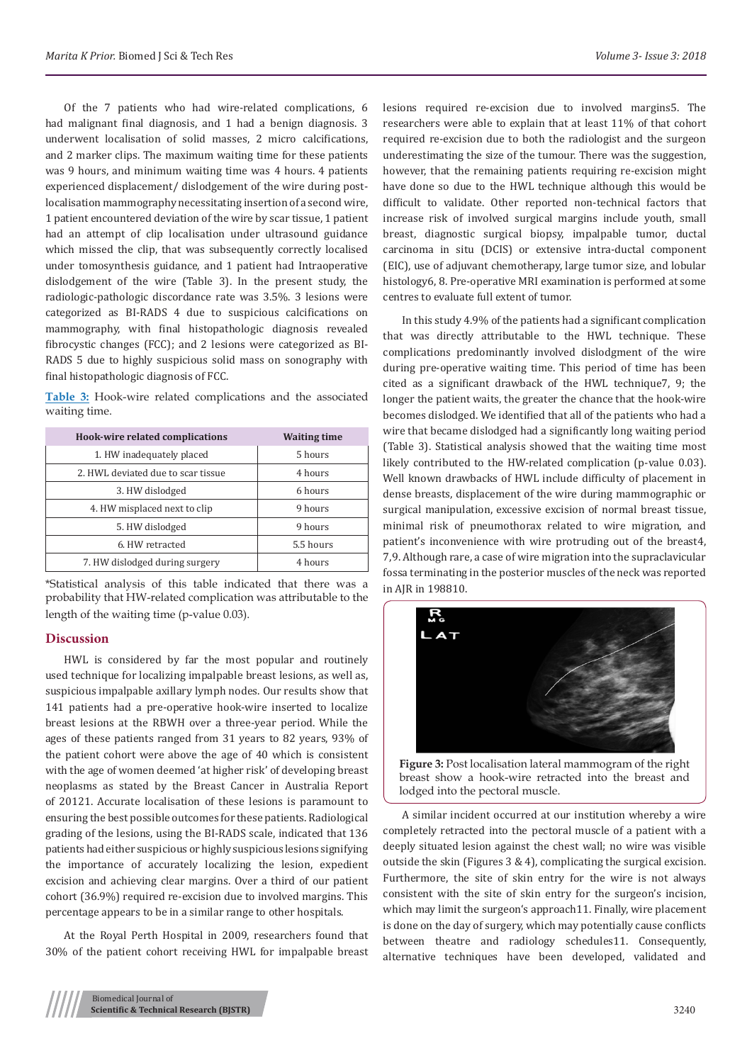Of the 7 patients who had wire-related complications, 6 had malignant final diagnosis, and 1 had a benign diagnosis. 3 underwent localisation of solid masses, 2 micro calcifications, and 2 marker clips. The maximum waiting time for these patients was 9 hours, and minimum waiting time was 4 hours. 4 patients experienced displacement/ dislodgement of the wire during post-localisation mammography necessitating insertion of a second wire, 1 patient encountered deviation of the wire by scar tissue, 1 patient had an attempt of clip localisation under ultrasound guidance which missed the clip, that was subsequently correctly localised under tomosynthesis guidance, and 1 patient had Intraoperative dislodgement of the wire (Table 3). In the present study, the radiologic-pathologic discordance rate was 3.5%. 3 lesions were categorized as BI-RADS 4 due to suspicious calcifications on mammography, with final histopathologic diagnosis revealed fibrocystic changes (FCC); and 2 lesions were categorized as BI-RADS 5 due to highly suspicious solid mass on sonography with final histopathologic diagnosis of FCC.

**Table 3:** Hook-wire related complications and the associated waiting time.

| Hook-wire related complications | Waiting time |
|---|---|
| 1. HW inadequately placed | 5 hours |
| 2. HWL deviated due to scar tissue | 4 hours |
| 3. HW dislodged | 6 hours |
| 4. HW misplaced next to clip | 9 hours |
| 5. HW dislodged | 9 hours |
| 6. HW retracted | 5.5 hours |
| 7. HW dislodged during surgery | 4 hours |

*Statistical analysis of this table indicated that there was a probability that HW-related complication was attributable to the length of the waiting time (p-value 0.03).

## Discussion

HWL is considered by far the most popular and routinely used technique for localizing impalpable breast lesions, as well as, suspicious impalpable axillary lymph nodes. Our results show that 141 patients had a pre-operative hook-wire inserted to localize breast lesions at the RBWH over a three-year period. While the ages of these patients ranged from 31 years to 82 years, 93% of the patient cohort were above the age of 40 which is consistent with the age of women deemed 'at higher risk' of developing breast neoplasms as stated by the Breast Cancer in Australia Report of 2012[1]. Accurate localisation of these lesions is paramount to ensuring the best possible outcomes for these patients. Radiological grading of the lesions, using the BI-RADS scale, indicated that 136 patients had either suspicious or highly suspicious lesions signifying the importance of accurately localizing the lesion, expedient excision and achieving clear margins. Over a third of our patient cohort (36.9%) required re-excision due to involved margins. This percentage appears to be in a similar range to other hospitals.

At the Royal Perth Hospital in 2009, researchers found that 30% of the patient cohort receiving HWL for impalpable breast lesions required re-excision due to involved margins[5]. The researchers were able to explain that at least 11% of that cohort required re-excision due to both the radiologist and the surgeon underestimating the size of the tumour. There was the suggestion, however, that the remaining patients requiring re-excision might have done so due to the HWL technique although this would be difficult to validate. Other reported non-technical factors that increase risk of involved surgical margins include youth, small breast, diagnostic surgical biopsy, impalpable tumor, ductal carcinoma in situ (DCIS) or extensive intra-ductal component (EIC), use of adjuvant chemotherapy, large tumor size, and lobular histology[6, 8]. Pre-operative MRI examination is performed at some centres to evaluate full extent of tumor.

In this study 4.9% of the patients had a significant complication that was directly attributable to the HWL technique. These complications predominantly involved dislodgment of the wire during pre-operative waiting time. This period of time has been cited as a significant drawback of the HWL technique[7, 9]; the longer the patient waits, the greater the chance that the hook-wire becomes dislodged. We identified that all of the patients who had a wire that became dislodged had a significantly long waiting period (Table 3). Statistical analysis showed that the waiting time most likely contributed to the HW-related complication (p-value 0.03). Well known drawbacks of HWL include difficulty of placement in dense breasts, displacement of the wire during mammographic or surgical manipulation, excessive excision of normal breast tissue, minimal risk of pneumothorax related to wire migration, and patient's inconvenience with wire protruding out of the breast[4, 7,9]. Although rare, a case of wire migration into the supraclavicular fossa terminating in the posterior muscles of the neck was reported in AJR in 1988[10].

**Figure 3:** Post localisation lateral mammogram of the right breast show a hook-wire retracted into the breast and lodged into the pectoral muscle.

A similar incident occurred at our institution whereby a wire completely retracted into the pectoral muscle of a patient with a deeply situated lesion against the chest wall; no wire was visible outside the skin (Figures 3 & 4), complicating the surgical excision. Furthermore, the site of skin entry for the wire is not always consistent with the site of skin entry for the surgeon's incision, which may limit the surgeon's approach[11]. Finally, wire placement is done on the day of surgery, which may potentially cause conflicts between theatre and radiology schedules[11]. Consequently, alternative techniques have been developed, validated and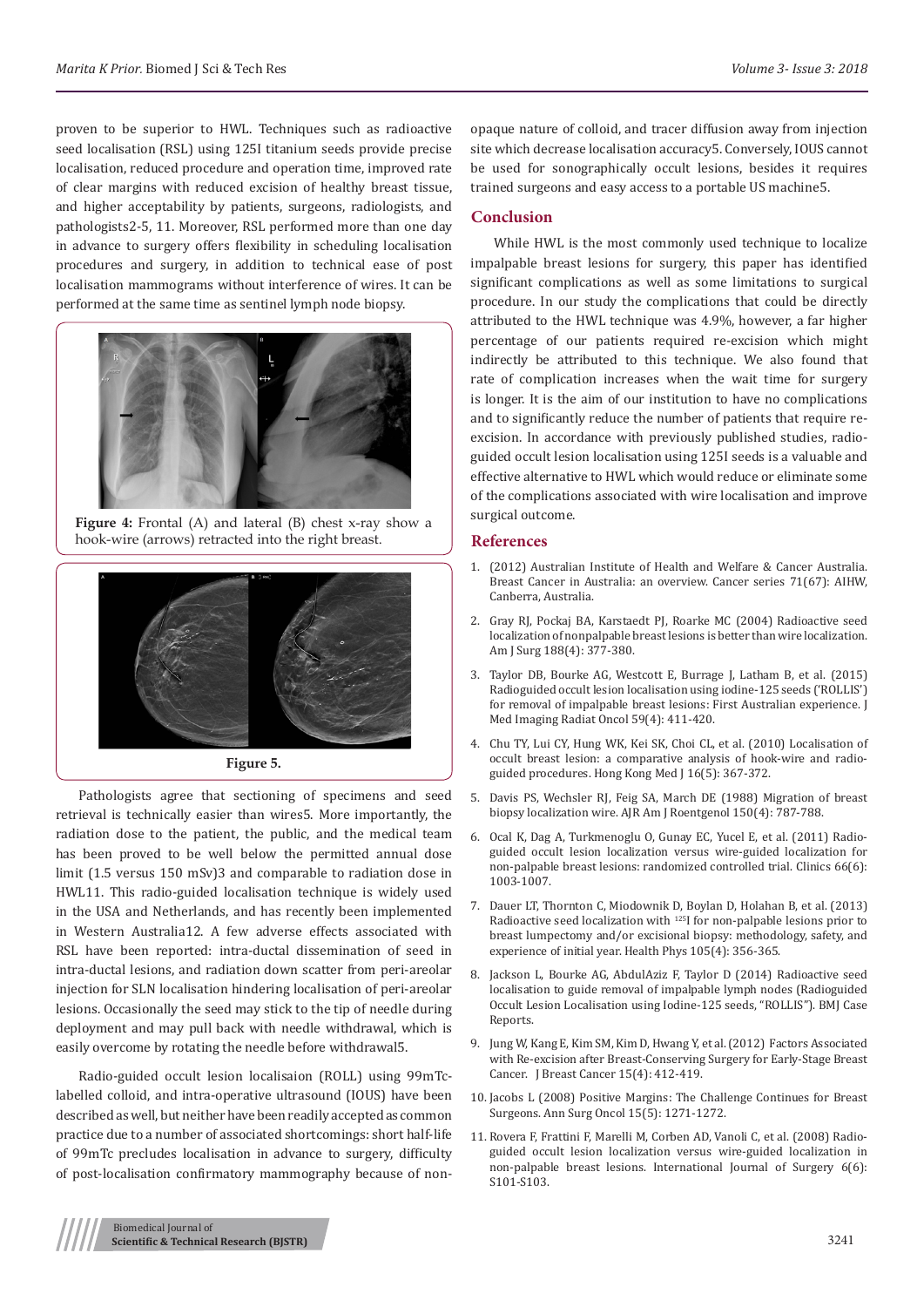proven to be superior to HWL. Techniques such as radioactive seed localisation (RSL) using 125I titanium seeds provide precise localisation, reduced procedure and operation time, improved rate of clear margins with reduced excision of healthy breast tissue, and higher acceptability by patients, surgeons, radiologists, and pathologists2-5, 11. Moreover, RSL performed more than one day in advance to surgery offers flexibility in scheduling localisation procedures and surgery, in addition to technical ease of post localisation mammograms without interference of wires. It can be performed at the same time as sentinel lymph node biopsy.

**Figure 4:** Frontal (A) and lateral (B) chest x-ray show a hook-wire (arrows) retracted into the right breast.

**Figure 5.**

Pathologists agree that sectioning of specimens and seed retrieval is technically easier than wires5. More importantly, the radiation dose to the patient, the public, and the medical team has been proved to be well below the permitted annual dose limit (1.5 versus 150 mSv)3 and comparable to radiation dose in HWL11. This radio-guided localisation technique is widely used in the USA and Netherlands, and has recently been implemented in Western Australia12. A few adverse effects associated with RSL have been reported: intra-ductal dissemination of seed in intra-ductal lesions, and radiation down scatter from peri-areolar injection for SLN localisation hindering localisation of peri-areolar lesions. Occasionally the seed may stick to the tip of needle during deployment and may pull back with needle withdrawal, which is easily overcome by rotating the needle before withdrawal5.

Radio-guided occult lesion localisaion (ROLL) using 99mTc-labelled colloid, and intra-operative ultrasound (IOUS) have been described as well, but neither have been readily accepted as common practice due to a number of associated shortcomings: short half-life of 99mTc precludes localisation in advance to surgery, difficulty of post-localisation confirmatory mammography because of non-opaque nature of colloid, and tracer diffusion away from injection site which decrease localisation accuracy5. Conversely, IOUS cannot be used for sonographically occult lesions, besides it requires trained surgeons and easy access to a portable US machine5.

## Conclusion

While HWL is the most commonly used technique to localize impalpable breast lesions for surgery, this paper has identified significant complications as well as some limitations to surgical procedure. In our study the complications that could be directly attributed to the HWL technique was 4.9%, however, a far higher percentage of our patients required re-excision which might indirectly be attributed to this technique. We also found that rate of complication increases when the wait time for surgery is longer. It is the aim of our institution to have no complications and to significantly reduce the number of patients that require re-excision. In accordance with previously published studies, radio-guided occult lesion localisation using 125I seeds is a valuable and effective alternative to HWL which would reduce or eliminate some of the complications associated with wire localisation and improve surgical outcome.

## References

1. (2012) Australian Institute of Health and Welfare & Cancer Australia. Breast Cancer in Australia: an overview. Cancer series 71(67): AIHW, Canberra, Australia.
2. Gray RJ, Pockaj BA, Karstaedt PJ, Roarke MC (2004) Radioactive seed localization of nonpalpable breast lesions is better than wire localization. Am J Surg 188(4): 377-380.
3. Taylor DB, Bourke AG, Westcott E, Burrage J, Latham B, et al. (2015) Radioguided occult lesion localisation using iodine-125 seeds ('ROLLIS') for removal of impalpable breast lesions: First Australian experience. J Med Imaging Radiat Oncol 59(4): 411-420.
4. Chu TY, Lui CY, Hung WK, Kei SK, Choi CL, et al. (2010) Localisation of occult breast lesion: a comparative analysis of hook-wire and radio-guided procedures. Hong Kong Med J 16(5): 367-372.
5. Davis PS, Wechsler RJ, Feig SA, March DE (1988) Migration of breast biopsy localization wire. AJR Am J Roentgenol 150(4): 787-788.
6. Ocal K, Dag A, Turkmenoglu O, Gunay EC, Yucel E, et al. (2011) Radio-guided occult lesion localization versus wire-guided localization for non-palpable breast lesions: randomized controlled trial. Clinics 66(6): 1003-1007.
7. Dauer LT, Thornton C, Miodownik D, Boylan D, Holahan B, et al. (2013) Radioactive seed localization with $^{125}$I for non-palpable lesions prior to breast lumpectomy and/or excisional biopsy: methodology, safety, and experience of initial year. Health Phys 105(4): 356-365.
8. Jackson L, Bourke AG, AbdulAziz F, Taylor D (2014) Radioactive seed localisation to guide removal of impalpable lymph nodes (Radioguided Occult Lesion Localisation using Iodine-125 seeds, "ROLLIS"). BMJ Case Reports.
9. Jung W, Kang E, Kim SM, Kim D, Hwang Y, et al. (2012) Factors Associated with Re-excision after Breast-Conserving Surgery for Early-Stage Breast Cancer. J Breast Cancer 15(4): 412-419.
10. Jacobs L (2008) Positive Margins: The Challenge Continues for Breast Surgeons. Ann Surg Oncol 15(5): 1271-1272.
11. Rovera F, Frattini F, Marelli M, Corben AD, Vanoli C, et al. (2008) Radio-guided occult lesion localization versus wire-guided localization in non-palpable breast lesions. International Journal of Surgery 6(6): S101-S103.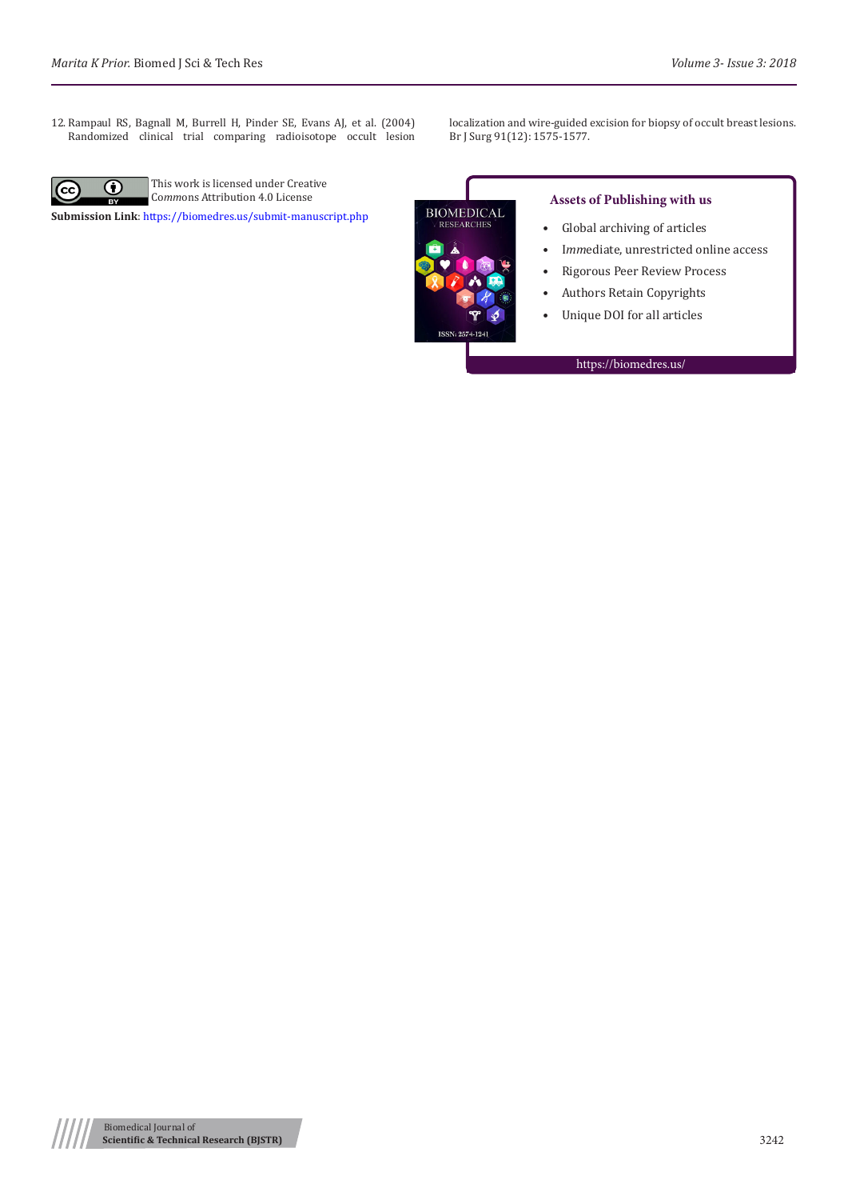12. Rampaul RS, Bagnall M, Burrell H, Pinder SE, Evans AJ, et al. (2004) Randomized clinical trial comparing radioisotope occult lesion localization and wire-guided excision for biopsy of occult breast lesions. Br J Surg 91(12): 1575-1577.

This work is licensed under Creative Commons Attribution 4.0 License

**Submission Link**: https://biomedres.us/submit-manuscript.php

BIOMEDICAL RESEARCHES

ISSN: 2574-1241

### Assets of Publishing with us

- Global archiving of articles
- Immediate, unrestricted online access
- Rigorous Peer Review Process
- Authors Retain Copyrights
- Unique DOI for all articles

https://biomedres.us/